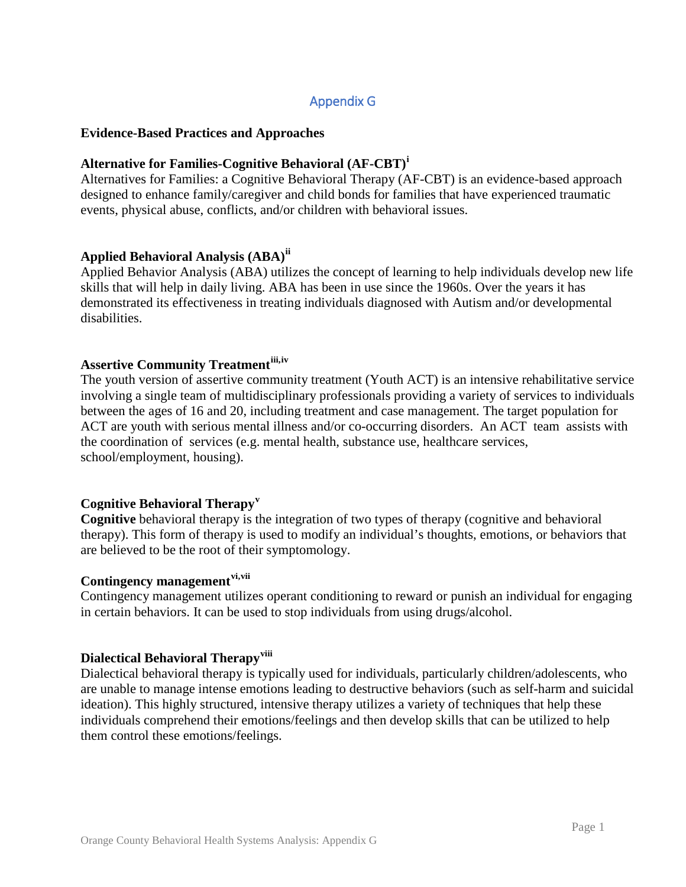# Appendix G

## Evidence-Based Practices and Approaches

### Alternative for Families-Cognitive Behavioral (AF-CBT)[i]

Alternatives for Families: a Cognitive Behavioral Therapy (AF-CBT) is an evidence-based approach designed to enhance family/caregiver and child bonds for families that have experienced traumatic events, physical abuse, conflicts, and/or children with behavioral issues.

### Applied Behavioral Analysis (ABA)[ii]

Applied Behavior Analysis (ABA) utilizes the concept of learning to help individuals develop new life skills that will help in daily living. ABA has been in use since the 1960s. Over the years it has demonstrated its effectiveness in treating individuals diagnosed with Autism and/or developmental disabilities.

### Assertive Community Treatment[iii,iv]

The youth version of assertive community treatment (Youth ACT) is an intensive rehabilitative service involving a single team of multidisciplinary professionals providing a variety of services to individuals between the ages of 16 and 20, including treatment and case management. The target population for ACT are youth with serious mental illness and/or co-occurring disorders. An ACT team assists with the coordination of services (e.g. mental health, substance use, healthcare services, school/employment, housing).

### Cognitive Behavioral Therapy[v]

**Cognitive** behavioral therapy is the integration of two types of therapy (cognitive and behavioral therapy). This form of therapy is used to modify an individual's thoughts, emotions, or behaviors that are believed to be the root of their symptomology.

### Contingency management[vi,vii]

Contingency management utilizes operant conditioning to reward or punish an individual for engaging in certain behaviors. It can be used to stop individuals from using drugs/alcohol.

### Dialectical Behavioral Therapy[viii]

Dialectical behavioral therapy is typically used for individuals, particularly children/adolescents, who are unable to manage intense emotions leading to destructive behaviors (such as self-harm and suicidal ideation). This highly structured, intensive therapy utilizes a variety of techniques that help these individuals comprehend their emotions/feelings and then develop skills that can be utilized to help them control these emotions/feelings.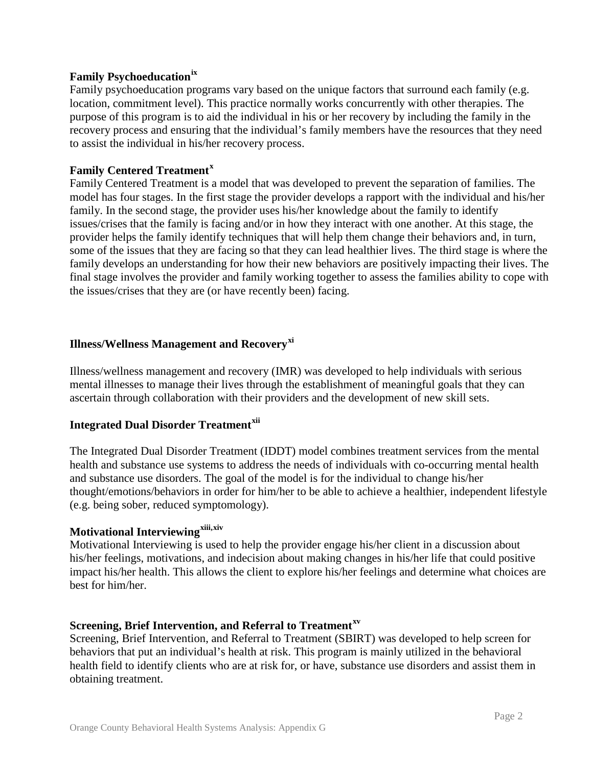**Family Psychoeducation**[ix]

Family psychoeducation programs vary based on the unique factors that surround each family (e.g. location, commitment level). This practice normally works concurrently with other therapies. The purpose of this program is to aid the individual in his or her recovery by including the family in the recovery process and ensuring that the individual's family members have the resources that they need to assist the individual in his/her recovery process.

**Family Centered Treatment**[x]

Family Centered Treatment is a model that was developed to prevent the separation of families. The model has four stages. In the first stage the provider develops a rapport with the individual and his/her family. In the second stage, the provider uses his/her knowledge about the family to identify issues/crises that the family is facing and/or in how they interact with one another. At this stage, the provider helps the family identify techniques that will help them change their behaviors and, in turn, some of the issues that they are facing so that they can lead healthier lives. The third stage is where the family develops an understanding for how their new behaviors are positively impacting their lives. The final stage involves the provider and family working together to assess the families ability to cope with the issues/crises that they are (or have recently been) facing.

**Illness/Wellness Management and Recovery**[xi]

Illness/wellness management and recovery (IMR) was developed to help individuals with serious mental illnesses to manage their lives through the establishment of meaningful goals that they can ascertain through collaboration with their providers and the development of new skill sets.

**Integrated Dual Disorder Treatment**[xii]

The Integrated Dual Disorder Treatment (IDDT) model combines treatment services from the mental health and substance use systems to address the needs of individuals with co-occurring mental health and substance use disorders. The goal of the model is for the individual to change his/her thought/emotions/behaviors in order for him/her to be able to achieve a healthier, independent lifestyle (e.g. being sober, reduced symptomology).

**Motivational Interviewing**[xiii,xiv]

Motivational Interviewing is used to help the provider engage his/her client in a discussion about his/her feelings, motivations, and indecision about making changes in his/her life that could positive impact his/her health. This allows the client to explore his/her feelings and determine what choices are best for him/her.

**Screening, Brief Intervention, and Referral to Treatment**[xv]

Screening, Brief Intervention, and Referral to Treatment (SBIRT) was developed to help screen for behaviors that put an individual's health at risk. This program is mainly utilized in the behavioral health field to identify clients who are at risk for, or have, substance use disorders and assist them in obtaining treatment.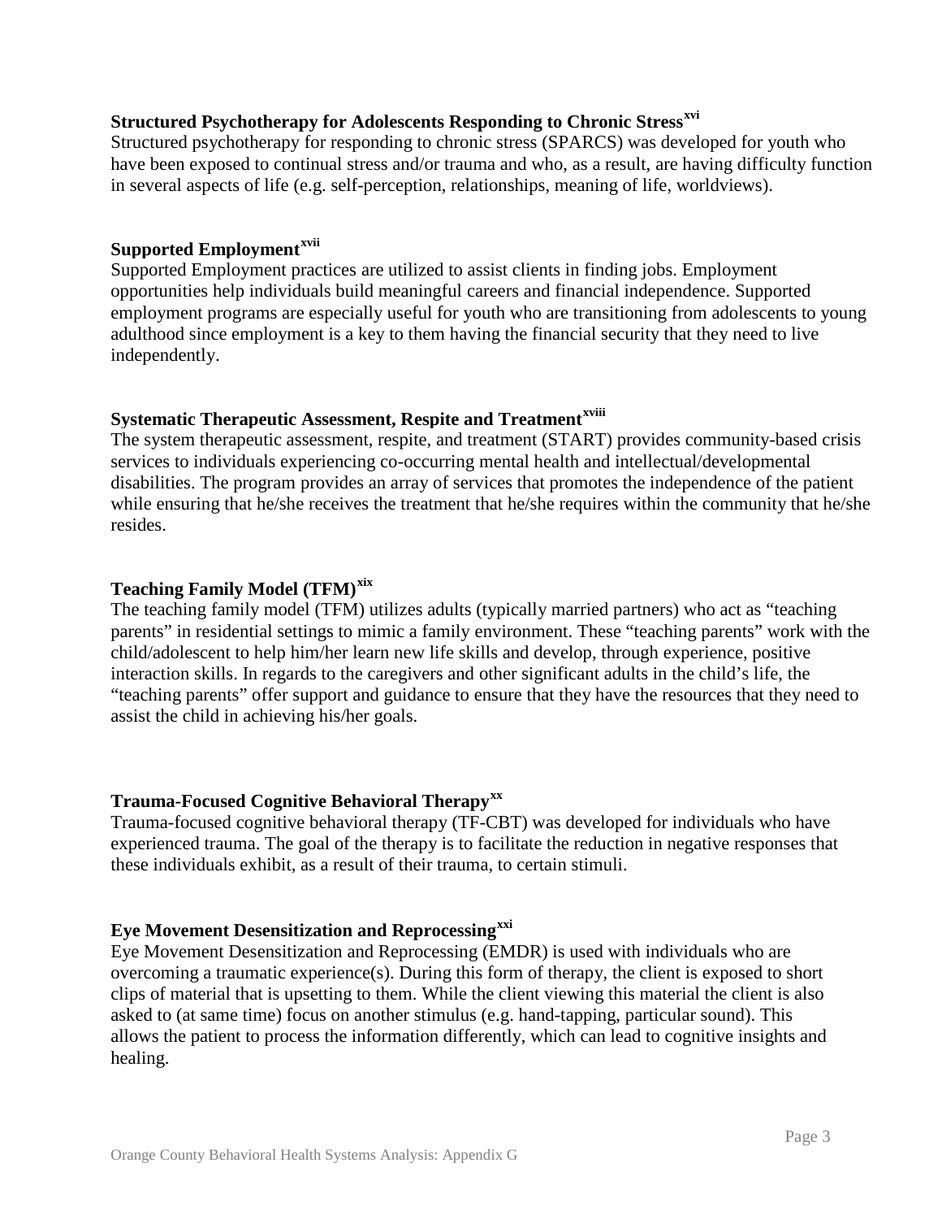### Structured Psychotherapy for Adolescents Responding to Chronic Stress[xvi]

Structured psychotherapy for responding to chronic stress (SPARCS) was developed for youth who have been exposed to continual stress and/or trauma and who, as a result, are having difficulty function in several aspects of life (e.g. self-perception, relationships, meaning of life, worldviews).

### Supported Employment[xvii]

Supported Employment practices are utilized to assist clients in finding jobs. Employment opportunities help individuals build meaningful careers and financial independence. Supported employment programs are especially useful for youth who are transitioning from adolescents to young adulthood since employment is a key to them having the financial security that they need to live independently.

### Systematic Therapeutic Assessment, Respite and Treatment[xviii]

The system therapeutic assessment, respite, and treatment (START) provides community-based crisis services to individuals experiencing co-occurring mental health and intellectual/developmental disabilities. The program provides an array of services that promotes the independence of the patient while ensuring that he/she receives the treatment that he/she requires within the community that he/she resides.

### Teaching Family Model (TFM)[xix]

The teaching family model (TFM) utilizes adults (typically married partners) who act as "teaching parents" in residential settings to mimic a family environment. These "teaching parents" work with the child/adolescent to help him/her learn new life skills and develop, through experience, positive interaction skills. In regards to the caregivers and other significant adults in the child's life, the "teaching parents" offer support and guidance to ensure that they have the resources that they need to assist the child in achieving his/her goals.

### Trauma-Focused Cognitive Behavioral Therapy[xx]

Trauma-focused cognitive behavioral therapy (TF-CBT) was developed for individuals who have experienced trauma. The goal of the therapy is to facilitate the reduction in negative responses that these individuals exhibit, as a result of their trauma, to certain stimuli.

### Eye Movement Desensitization and Reprocessing[xxi]

Eye Movement Desensitization and Reprocessing (EMDR) is used with individuals who are overcoming a traumatic experience(s). During this form of therapy, the client is exposed to short clips of material that is upsetting to them. While the client viewing this material the client is also asked to (at same time) focus on another stimulus (e.g. hand-tapping, particular sound). This allows the patient to process the information differently, which can lead to cognitive insights and healing.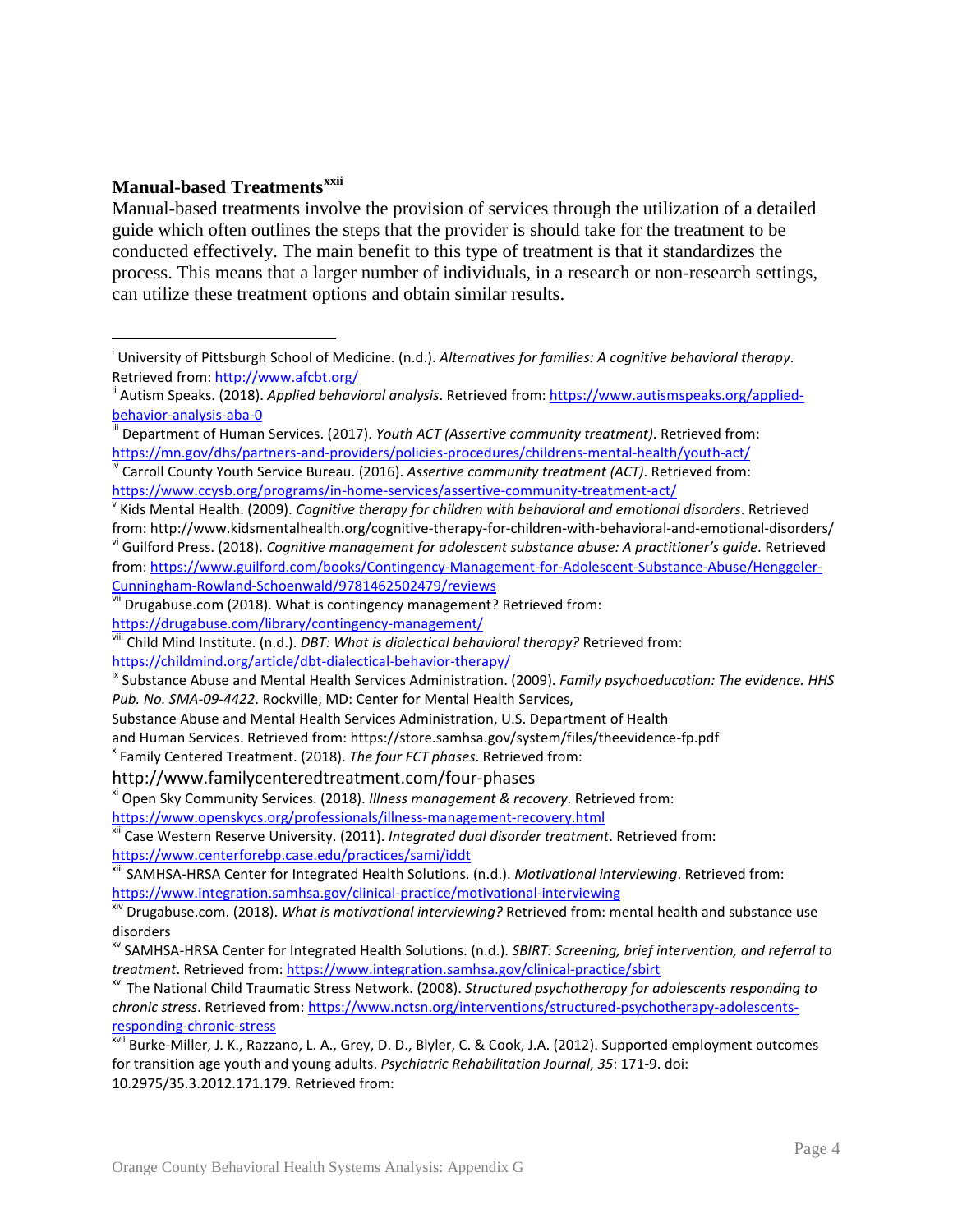### Manual-based Treatments[xxii]

Manual-based treatments involve the provision of services through the utilization of a detailed guide which often outlines the steps that the provider is should take for the treatment to be conducted effectively. The main benefit to this type of treatment is that it standardizes the process. This means that a larger number of individuals, in a research or non-research settings, can utilize these treatment options and obtain similar results.

---

[i] University of Pittsburgh School of Medicine. (n.d.). *Alternatives for families: A cognitive behavioral therapy*. Retrieved from: http://www.afcbt.org/

[ii] Autism Speaks. (2018). *Applied behavioral analysis*. Retrieved from: https://www.autismspeaks.org/applied-behavior-analysis-aba-0

[iii] Department of Human Services. (2017). *Youth ACT (Assertive community treatment)*. Retrieved from: https://mn.gov/dhs/partners-and-providers/policies-procedures/childrens-mental-health/youth-act/

[iv] Carroll County Youth Service Bureau. (2016). *Assertive community treatment (ACT)*. Retrieved from: https://www.ccysb.org/programs/in-home-services/assertive-community-treatment-act/

[v] Kids Mental Health. (2009). *Cognitive therapy for children with behavioral and emotional disorders*. Retrieved from: http://www.kidsmentalhealth.org/cognitive-therapy-for-children-with-behavioral-and-emotional-disorders/

[vi] Guilford Press. (2018). *Cognitive management for adolescent substance abuse: A practitioner's guide*. Retrieved from: https://www.guilford.com/books/Contingency-Management-for-Adolescent-Substance-Abuse/Henggeler-Cunningham-Rowland-Schoenwald/9781462502479/reviews

[vii] Drugabuse.com (2018). What is contingency management? Retrieved from: https://drugabuse.com/library/contingency-management/

[viii] Child Mind Institute. (n.d.). *DBT: What is dialectical behavioral therapy?* Retrieved from: https://childmind.org/article/dbt-dialectical-behavior-therapy/

[ix] Substance Abuse and Mental Health Services Administration. (2009). *Family psychoeducation: The evidence. HHS Pub. No. SMA-09-4422*. Rockville, MD: Center for Mental Health Services, Substance Abuse and Mental Health Services Administration, U.S. Department of Health and Human Services. Retrieved from: https://store.samhsa.gov/system/files/theevidence-fp.pdf

[x] Family Centered Treatment. (2018). *The four FCT phases*. Retrieved from: http://www.familycenteredtreatment.com/four-phases

[xi] Open Sky Community Services. (2018). *Illness management & recovery*. Retrieved from: https://www.openskycs.org/professionals/illness-management-recovery.html

[xii] Case Western Reserve University. (2011). *Integrated dual disorder treatment*. Retrieved from: https://www.centerforebp.case.edu/practices/sami/iddt

[xiii] SAMHSA-HRSA Center for Integrated Health Solutions. (n.d.). *Motivational interviewing*. Retrieved from: https://www.integration.samhsa.gov/clinical-practice/motivational-interviewing

[xiv] Drugabuse.com. (2018). *What is motivational interviewing?* Retrieved from: mental health and substance use disorders

[xv] SAMHSA-HRSA Center for Integrated Health Solutions. (n.d.). *SBIRT: Screening, brief intervention, and referral to treatment*. Retrieved from: https://www.integration.samhsa.gov/clinical-practice/sbirt

[xvi] The National Child Traumatic Stress Network. (2008). *Structured psychotherapy for adolescents responding to chronic stress*. Retrieved from: https://www.nctsn.org/interventions/structured-psychotherapy-adolescents-responding-chronic-stress

[xvii] Burke-Miller, J. K., Razzano, L. A., Grey, D. D., Blyler, C. & Cook, J.A. (2012). Supported employment outcomes for transition age youth and young adults. *Psychiatric Rehabilitation Journal*, *35*: 171-9. doi: 10.2975/35.3.2012.171.179. Retrieved from: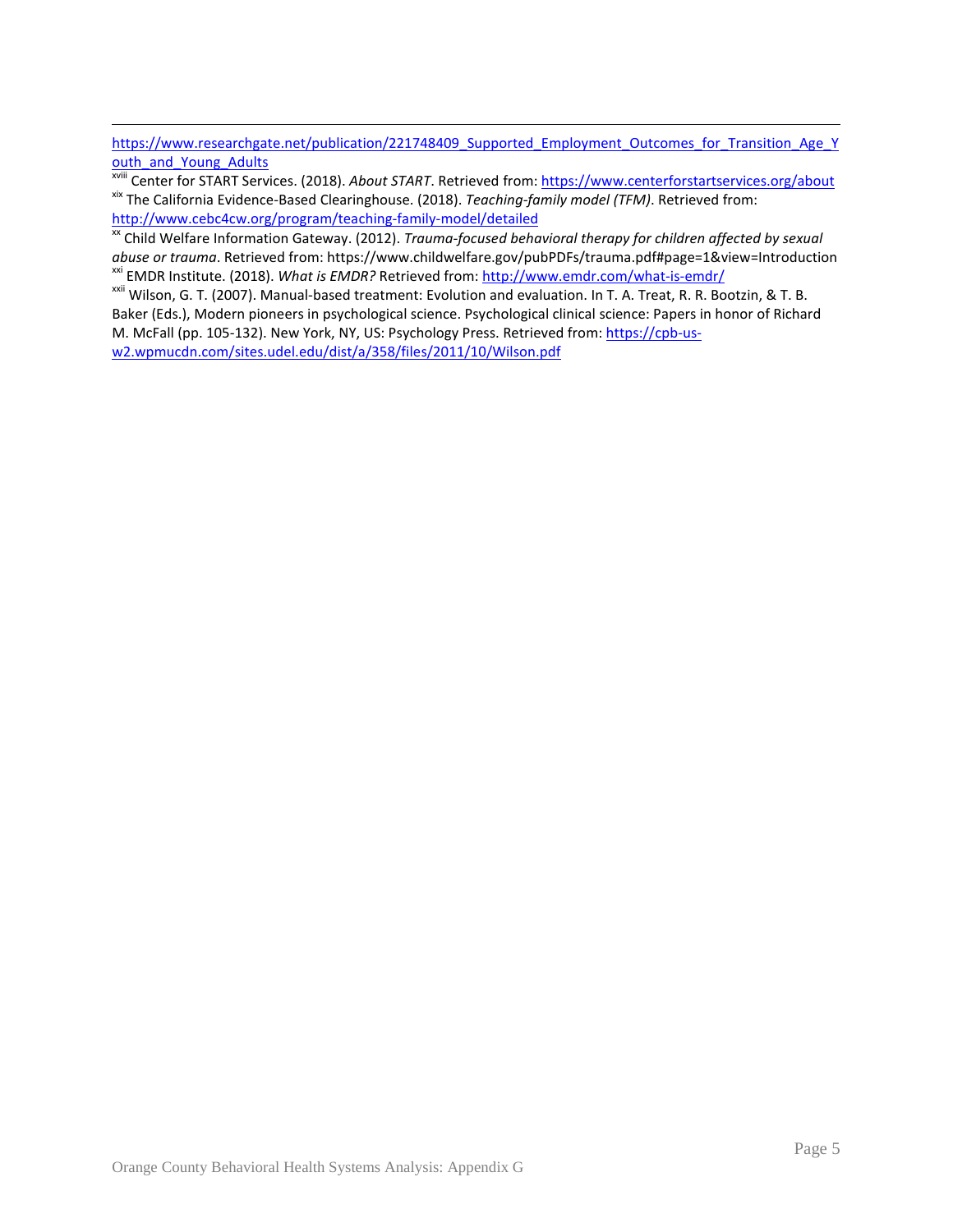https://www.researchgate.net/publication/221748409_Supported_Employment_Outcomes_for_Transition_Age_Youth_and_Young_Adults

[xviii] Center for START Services. (2018). *About START*. Retrieved from: https://www.centerforstartservices.org/about

[xix] The California Evidence-Based Clearinghouse. (2018). *Teaching-family model (TFM)*. Retrieved from: http://www.cebc4cw.org/program/teaching-family-model/detailed

[xx] Child Welfare Information Gateway. (2012). *Trauma-focused behavioral therapy for children affected by sexual abuse or trauma*. Retrieved from: https://www.childwelfare.gov/pubPDFs/trauma.pdf#page=1&view=Introduction

[xxi] EMDR Institute. (2018). *What is EMDR?* Retrieved from: http://www.emdr.com/what-is-emdr/

[xxii] Wilson, G. T. (2007). Manual-based treatment: Evolution and evaluation. In T. A. Treat, R. R. Bootzin, & T. B. Baker (Eds.), Modern pioneers in psychological science. Psychological clinical science: Papers in honor of Richard M. McFall (pp. 105-132). New York, NY, US: Psychology Press. Retrieved from: https://cpb-us-w2.wpmucdn.com/sites.udel.edu/dist/a/358/files/2011/10/Wilson.pdf